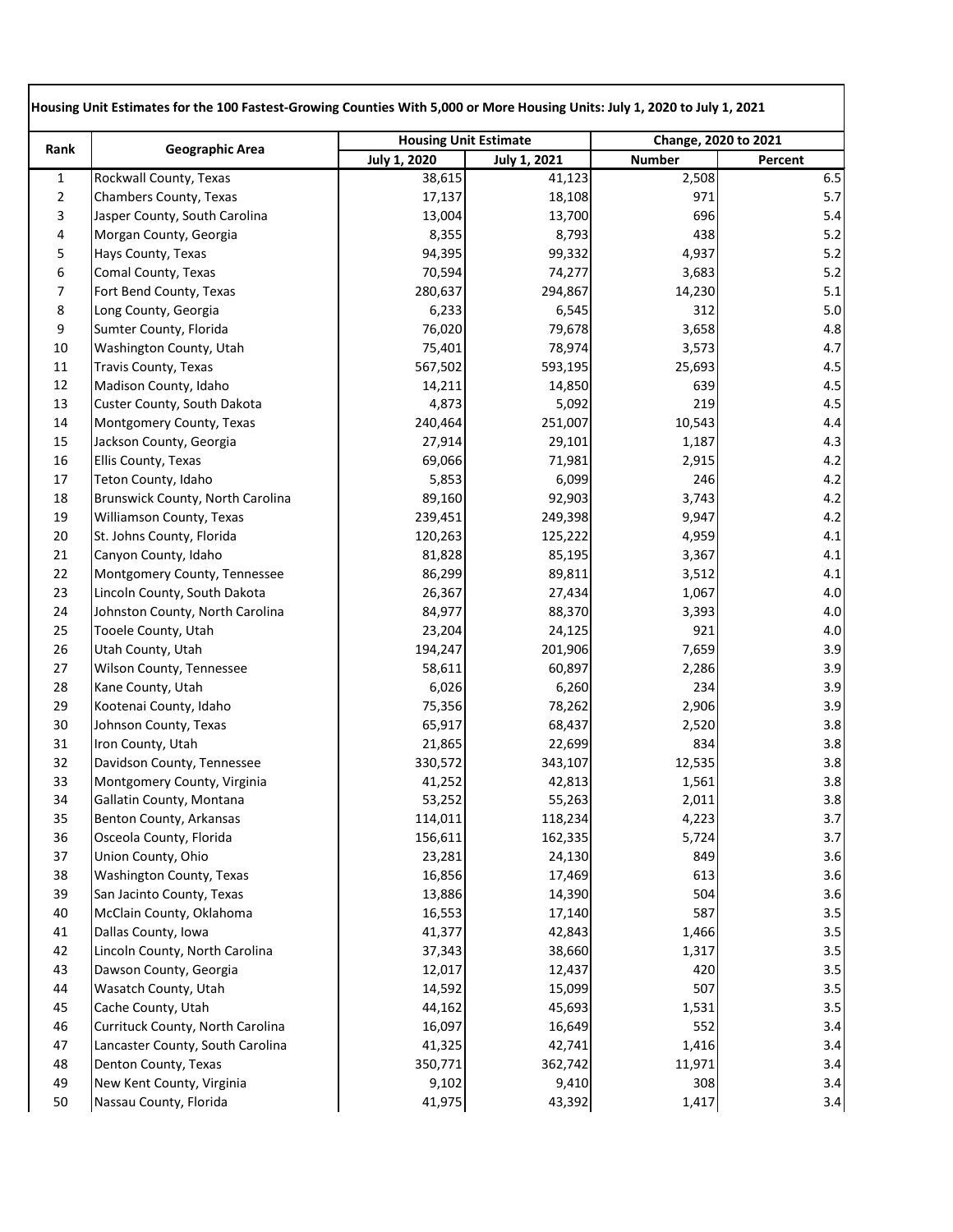**Housing Unit Estimates for the 100 Fastest-Growing Counties With 5,000 or More Housing Units: July 1, 2020 to July 1, 2021**

| Rank | Geographic Area | Housing Unit Estimate | | Change, 2020 to 2021 | |
|---|---|---|---|---|---|
| | | July 1, 2020 | July 1, 2021 | Number | Percent |
| 1 | Rockwall County, Texas | 38,615 | 41,123 | 2,508 | 6.5 |
| 2 | Chambers County, Texas | 17,137 | 18,108 | 971 | 5.7 |
| 3 | Jasper County, South Carolina | 13,004 | 13,700 | 696 | 5.4 |
| 4 | Morgan County, Georgia | 8,355 | 8,793 | 438 | 5.2 |
| 5 | Hays County, Texas | 94,395 | 99,332 | 4,937 | 5.2 |
| 6 | Comal County, Texas | 70,594 | 74,277 | 3,683 | 5.2 |
| 7 | Fort Bend County, Texas | 280,637 | 294,867 | 14,230 | 5.1 |
| 8 | Long County, Georgia | 6,233 | 6,545 | 312 | 5.0 |
| 9 | Sumter County, Florida | 76,020 | 79,678 | 3,658 | 4.8 |
| 10 | Washington County, Utah | 75,401 | 78,974 | 3,573 | 4.7 |
| 11 | Travis County, Texas | 567,502 | 593,195 | 25,693 | 4.5 |
| 12 | Madison County, Idaho | 14,211 | 14,850 | 639 | 4.5 |
| 13 | Custer County, South Dakota | 4,873 | 5,092 | 219 | 4.5 |
| 14 | Montgomery County, Texas | 240,464 | 251,007 | 10,543 | 4.4 |
| 15 | Jackson County, Georgia | 27,914 | 29,101 | 1,187 | 4.3 |
| 16 | Ellis County, Texas | 69,066 | 71,981 | 2,915 | 4.2 |
| 17 | Teton County, Idaho | 5,853 | 6,099 | 246 | 4.2 |
| 18 | Brunswick County, North Carolina | 89,160 | 92,903 | 3,743 | 4.2 |
| 19 | Williamson County, Texas | 239,451 | 249,398 | 9,947 | 4.2 |
| 20 | St. Johns County, Florida | 120,263 | 125,222 | 4,959 | 4.1 |
| 21 | Canyon County, Idaho | 81,828 | 85,195 | 3,367 | 4.1 |
| 22 | Montgomery County, Tennessee | 86,299 | 89,811 | 3,512 | 4.1 |
| 23 | Lincoln County, South Dakota | 26,367 | 27,434 | 1,067 | 4.0 |
| 24 | Johnston County, North Carolina | 84,977 | 88,370 | 3,393 | 4.0 |
| 25 | Tooele County, Utah | 23,204 | 24,125 | 921 | 4.0 |
| 26 | Utah County, Utah | 194,247 | 201,906 | 7,659 | 3.9 |
| 27 | Wilson County, Tennessee | 58,611 | 60,897 | 2,286 | 3.9 |
| 28 | Kane County, Utah | 6,026 | 6,260 | 234 | 3.9 |
| 29 | Kootenai County, Idaho | 75,356 | 78,262 | 2,906 | 3.9 |
| 30 | Johnson County, Texas | 65,917 | 68,437 | 2,520 | 3.8 |
| 31 | Iron County, Utah | 21,865 | 22,699 | 834 | 3.8 |
| 32 | Davidson County, Tennessee | 330,572 | 343,107 | 12,535 | 3.8 |
| 33 | Montgomery County, Virginia | 41,252 | 42,813 | 1,561 | 3.8 |
| 34 | Gallatin County, Montana | 53,252 | 55,263 | 2,011 | 3.8 |
| 35 | Benton County, Arkansas | 114,011 | 118,234 | 4,223 | 3.7 |
| 36 | Osceola County, Florida | 156,611 | 162,335 | 5,724 | 3.7 |
| 37 | Union County, Ohio | 23,281 | 24,130 | 849 | 3.6 |
| 38 | Washington County, Texas | 16,856 | 17,469 | 613 | 3.6 |
| 39 | San Jacinto County, Texas | 13,886 | 14,390 | 504 | 3.6 |
| 40 | McClain County, Oklahoma | 16,553 | 17,140 | 587 | 3.5 |
| 41 | Dallas County, Iowa | 41,377 | 42,843 | 1,466 | 3.5 |
| 42 | Lincoln County, North Carolina | 37,343 | 38,660 | 1,317 | 3.5 |
| 43 | Dawson County, Georgia | 12,017 | 12,437 | 420 | 3.5 |
| 44 | Wasatch County, Utah | 14,592 | 15,099 | 507 | 3.5 |
| 45 | Cache County, Utah | 44,162 | 45,693 | 1,531 | 3.5 |
| 46 | Currituck County, North Carolina | 16,097 | 16,649 | 552 | 3.4 |
| 47 | Lancaster County, South Carolina | 41,325 | 42,741 | 1,416 | 3.4 |
| 48 | Denton County, Texas | 350,771 | 362,742 | 11,971 | 3.4 |
| 49 | New Kent County, Virginia | 9,102 | 9,410 | 308 | 3.4 |
| 50 | Nassau County, Florida | 41,975 | 43,392 | 1,417 | 3.4 |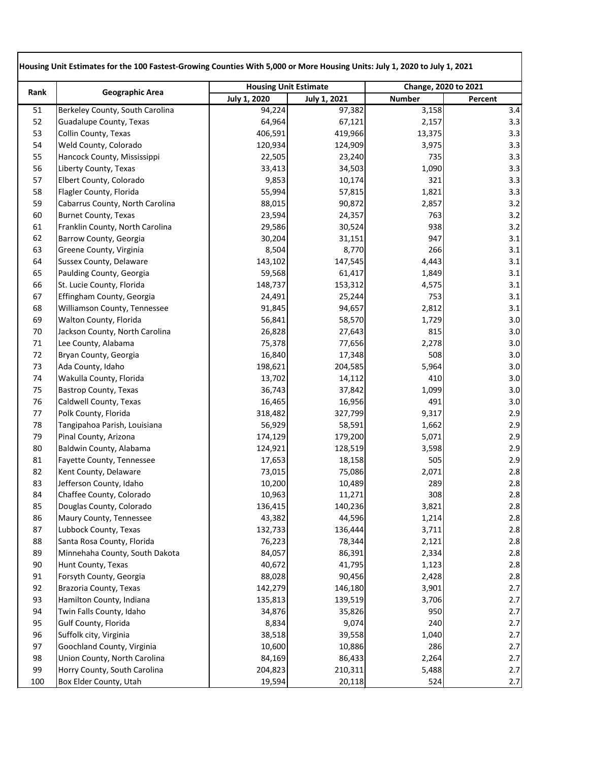Housing Unit Estimates for the 100 Fastest-Growing Counties With 5,000 or More Housing Units: July 1, 2020 to July 1, 2021

| Rank | Geographic Area | Housing Unit Estimate | | Change, 2020 to 2021 | |
|---|---|---|---|---|---|
| | | July 1, 2020 | July 1, 2021 | Number | Percent |
| 51 | Berkeley County, South Carolina | 94,224 | 97,382 | 3,158 | 3.4 |
| 52 | Guadalupe County, Texas | 64,964 | 67,121 | 2,157 | 3.3 |
| 53 | Collin County, Texas | 406,591 | 419,966 | 13,375 | 3.3 |
| 54 | Weld County, Colorado | 120,934 | 124,909 | 3,975 | 3.3 |
| 55 | Hancock County, Mississippi | 22,505 | 23,240 | 735 | 3.3 |
| 56 | Liberty County, Texas | 33,413 | 34,503 | 1,090 | 3.3 |
| 57 | Elbert County, Colorado | 9,853 | 10,174 | 321 | 3.3 |
| 58 | Flagler County, Florida | 55,994 | 57,815 | 1,821 | 3.3 |
| 59 | Cabarrus County, North Carolina | 88,015 | 90,872 | 2,857 | 3.2 |
| 60 | Burnet County, Texas | 23,594 | 24,357 | 763 | 3.2 |
| 61 | Franklin County, North Carolina | 29,586 | 30,524 | 938 | 3.2 |
| 62 | Barrow County, Georgia | 30,204 | 31,151 | 947 | 3.1 |
| 63 | Greene County, Virginia | 8,504 | 8,770 | 266 | 3.1 |
| 64 | Sussex County, Delaware | 143,102 | 147,545 | 4,443 | 3.1 |
| 65 | Paulding County, Georgia | 59,568 | 61,417 | 1,849 | 3.1 |
| 66 | St. Lucie County, Florida | 148,737 | 153,312 | 4,575 | 3.1 |
| 67 | Effingham County, Georgia | 24,491 | 25,244 | 753 | 3.1 |
| 68 | Williamson County, Tennessee | 91,845 | 94,657 | 2,812 | 3.1 |
| 69 | Walton County, Florida | 56,841 | 58,570 | 1,729 | 3.0 |
| 70 | Jackson County, North Carolina | 26,828 | 27,643 | 815 | 3.0 |
| 71 | Lee County, Alabama | 75,378 | 77,656 | 2,278 | 3.0 |
| 72 | Bryan County, Georgia | 16,840 | 17,348 | 508 | 3.0 |
| 73 | Ada County, Idaho | 198,621 | 204,585 | 5,964 | 3.0 |
| 74 | Wakulla County, Florida | 13,702 | 14,112 | 410 | 3.0 |
| 75 | Bastrop County, Texas | 36,743 | 37,842 | 1,099 | 3.0 |
| 76 | Caldwell County, Texas | 16,465 | 16,956 | 491 | 3.0 |
| 77 | Polk County, Florida | 318,482 | 327,799 | 9,317 | 2.9 |
| 78 | Tangipahoa Parish, Louisiana | 56,929 | 58,591 | 1,662 | 2.9 |
| 79 | Pinal County, Arizona | 174,129 | 179,200 | 5,071 | 2.9 |
| 80 | Baldwin County, Alabama | 124,921 | 128,519 | 3,598 | 2.9 |
| 81 | Fayette County, Tennessee | 17,653 | 18,158 | 505 | 2.9 |
| 82 | Kent County, Delaware | 73,015 | 75,086 | 2,071 | 2.8 |
| 83 | Jefferson County, Idaho | 10,200 | 10,489 | 289 | 2.8 |
| 84 | Chaffee County, Colorado | 10,963 | 11,271 | 308 | 2.8 |
| 85 | Douglas County, Colorado | 136,415 | 140,236 | 3,821 | 2.8 |
| 86 | Maury County, Tennessee | 43,382 | 44,596 | 1,214 | 2.8 |
| 87 | Lubbock County, Texas | 132,733 | 136,444 | 3,711 | 2.8 |
| 88 | Santa Rosa County, Florida | 76,223 | 78,344 | 2,121 | 2.8 |
| 89 | Minnehaha County, South Dakota | 84,057 | 86,391 | 2,334 | 2.8 |
| 90 | Hunt County, Texas | 40,672 | 41,795 | 1,123 | 2.8 |
| 91 | Forsyth County, Georgia | 88,028 | 90,456 | 2,428 | 2.8 |
| 92 | Brazoria County, Texas | 142,279 | 146,180 | 3,901 | 2.7 |
| 93 | Hamilton County, Indiana | 135,813 | 139,519 | 3,706 | 2.7 |
| 94 | Twin Falls County, Idaho | 34,876 | 35,826 | 950 | 2.7 |
| 95 | Gulf County, Florida | 8,834 | 9,074 | 240 | 2.7 |
| 96 | Suffolk city, Virginia | 38,518 | 39,558 | 1,040 | 2.7 |
| 97 | Goochland County, Virginia | 10,600 | 10,886 | 286 | 2.7 |
| 98 | Union County, North Carolina | 84,169 | 86,433 | 2,264 | 2.7 |
| 99 | Horry County, South Carolina | 204,823 | 210,311 | 5,488 | 2.7 |
| 100 | Box Elder County, Utah | 19,594 | 20,118 | 524 | 2.7 |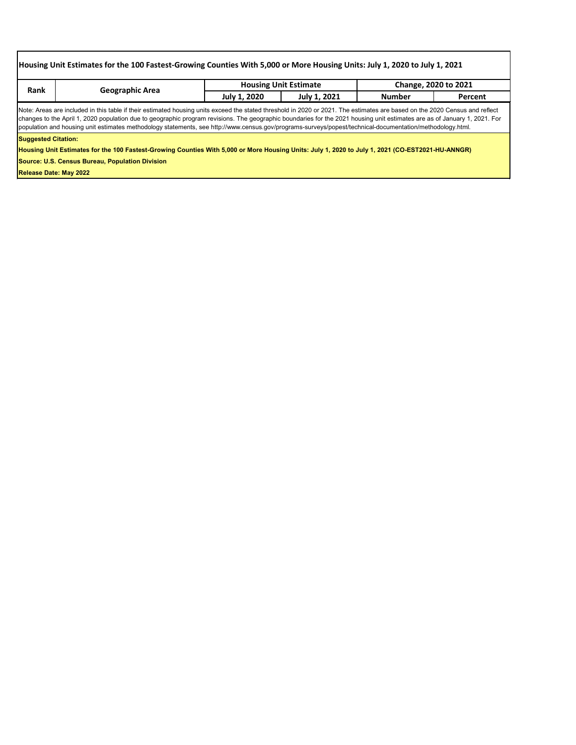## Housing Unit Estimates for the 100 Fastest-Growing Counties With 5,000 or More Housing Units: July 1, 2020 to July 1, 2021

| Rank | Geographic Area | Housing Unit Estimate | | Change, 2020 to 2021 | |
|---|---|---|---|---|---|
| | | July 1, 2020 | July 1, 2021 | Number | Percent |

Note: Areas are included in this table if their estimated housing units exceed the stated threshold in 2020 or 2021. The estimates are based on the 2020 Census and reflect changes to the April 1, 2020 population due to geographic program revisions. The geographic boundaries for the 2021 housing unit estimates are as of January 1, 2021. For population and housing unit estimates methodology statements, see http://www.census.gov/programs-surveys/popest/technical-documentation/methodology.html.

**Suggested Citation:**

**Housing Unit Estimates for the 100 Fastest-Growing Counties With 5,000 or More Housing Units: July 1, 2020 to July 1, 2021 (CO-EST2021-HU-ANNGR)**

**Source: U.S. Census Bureau, Population Division**

**Release Date: May 2022**